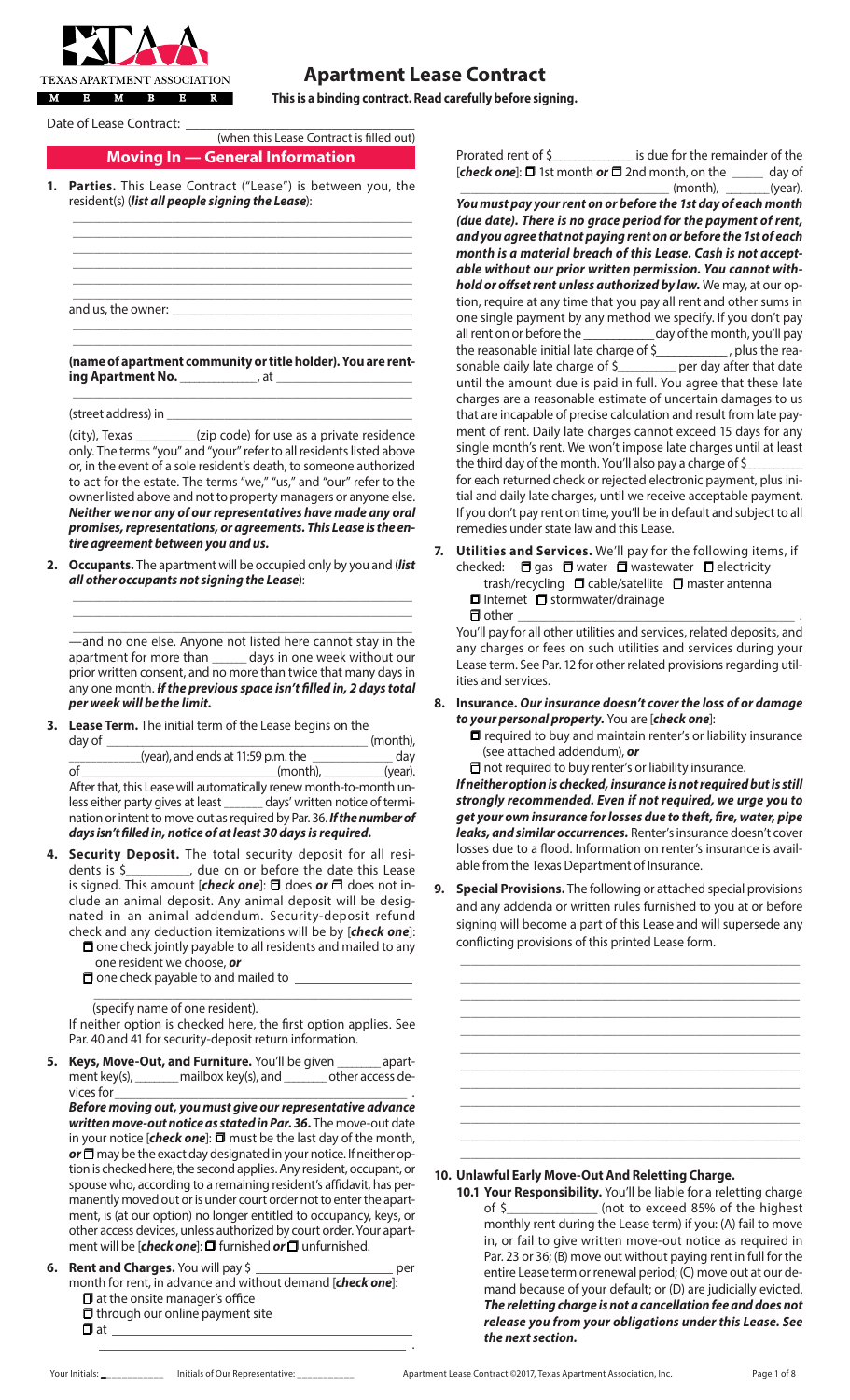TEXAS APARTMENT ASSOCIATION

MEMBER

# Apartment Lease Contract

**This is a binding contract. Read carefully before signing.**

Date of Lease Contract: ______________________
(when this Lease Contract is filled out)

## Moving In — General Information

**1. Parties.** This Lease Contract ("Lease") is between you, the resident(s) (***list all people signing the Lease***):

______________________________________________
______________________________________________
______________________________________________
______________________________________________
______________________________________________
______________________________________________

and us, the owner: ______________________________________________
______________________________________________

**(name of apartment community or title holder). You are renting Apartment No.** ____________, at ______________________
______________________________________________

(street address) in ______________________________________________

(city), Texas __________(zip code) for use as a private residence only. The terms "you" and "your" refer to all residents listed above or, in the event of a sole resident's death, to someone authorized to act for the estate. The terms "we," "us," and "our" refer to the owner listed above and not to property managers or anyone else. ***Neither we nor any of our representatives have made any oral promises, representations, or agreements. This Lease is the entire agreement between you and us.***

**2. Occupants.** The apartment will be occupied only by you and (***list all other occupants not signing the Lease***):

______________________________________________
______________________________________________
______________________________________________

—and no one else. Anyone not listed here cannot stay in the apartment for more than _____ days in one week without our prior written consent, and no more than twice that many days in any one month. ***If the previous space isn't filled in, 2 days total per week will be the limit.***

**3. Lease Term.** The initial term of the Lease begins on the day of ______________________________________ (month), ____________(year), and ends at 11:59 p.m. the ____________ day of ______________________________(month), __________(year). After that, this Lease will automatically renew month-to-month unless either party gives at least ______ days' written notice of termination or intent to move out as required by Par. 36. ***If the number of days isn't filled in, notice of at least 30 days is required.***

**4. Security Deposit.** The total security deposit for all residents is $__________, due on or before the date this Lease is signed. This amount [***check one***]: ☐ does ***or*** ☐ does not include an animal deposit. Any animal deposit will be designated in an animal addendum. Security-deposit refund check and any deduction itemizations will be by [***check one***]:

- ☐ one check jointly payable to all residents and mailed to any one resident we choose, ***or***
- ☐ one check payable to and mailed to ______________________
______________________________________________
(specify name of one resident).

If neither option is checked here, the first option applies. See Par. 40 and 41 for security-deposit return information.

**5. Keys, Move-Out, and Furniture.** You'll be given _______ apartment key(s), _______ mailbox key(s), and _______ other access devices for ______________________________________________ .

***Before moving out, you must give our representative advance written move-out notice as stated in Par. 36.*** The move-out date in your notice [***check one***]: ☐ must be the last day of the month, ***or*** ☐ may be the exact day designated in your notice. If neither option is checked here, the second option applies. Any resident, occupant, or spouse who, according to a remaining resident's affidavit, has permanently moved out or is under court order not to enter the apartment, is (at our option) no longer entitled to occupancy, keys, or other access devices, unless authorized by court order. Your apartment will be [***check one***]: ☐ furnished ***or*** ☐ unfurnished.

**6. Rent and Charges.** You will pay $ ______________________ per month for rent, in advance and without demand [***check one***]:

- ☐ at the onsite manager's office
- ☐ through our online payment site
- ☐ at ______________________________________________
______________________________________________ .

Prorated rent of $____________ is due for the remainder of the [***check one***]: ☐ 1st month ***or*** ☐ 2nd month, on the _____ day of ______________________________ (month), _______(year).

***You must pay your rent on or before the 1st day of each month (due date). There is no grace period for the payment of rent, and you agree that not paying rent on or before the 1st of each month is a material breach of this Lease. Cash is not acceptable without our prior written permission. You cannot withhold or offset rent unless authorized by law.*** We may, at our option, require at any time that you pay all rent and other sums in one single payment by any method we specify. If you don't pay all rent on or before the ___________day of the month, you'll pay the reasonable initial late charge of $___________ , plus the reasonable daily late charge of $_________ per day after that date until the amount due is paid in full. You agree that these late charges are a reasonable estimate of uncertain damages to us that are incapable of precise calculation and result from late payment of rent. Daily late charges cannot exceed 15 days for any single month's rent. We won't impose late charges until at least the third day of the month. You'll also pay a charge of $_________ for each returned check or rejected electronic payment, plus initial and daily late charges, until we receive acceptable payment. If you don't pay rent on time, you'll be in default and subject to all remedies under state law and this Lease.

**7. Utilities and Services.** We'll pay for the following items, if checked: ☐ gas ☐ water ☐ wastewater ☐ electricity ☐ trash/recycling ☐ cable/satellite ☐ master antenna ☐ Internet ☐ stormwater/drainage ☐ other ______________________________________________ .

You'll pay for all other utilities and services, related deposits, and any charges or fees on such utilities and services during your Lease term. See Par. 12 for other related provisions regarding utilities and services.

**8. Insurance.** ***Our insurance doesn't cover the loss of or damage to your personal property.*** You are [***check one***]:

- ☐ required to buy and maintain renter's or liability insurance (see attached addendum), ***or***
- ☐ not required to buy renter's or liability insurance.

***If neither option is checked, insurance is not required but is still strongly recommended. Even if not required, we urge you to get your own insurance for losses due to theft, fire, water, pipe leaks, and similar occurrences.*** Renter's insurance doesn't cover losses due to a flood. Information on renter's insurance is available from the Texas Department of Insurance.

**9. Special Provisions.** The following or attached special provisions and any addenda or written rules furnished to you at or before signing will become a part of this Lease and will supersede any conflicting provisions of this printed Lease form.

______________________________________________
______________________________________________
______________________________________________
______________________________________________
______________________________________________
______________________________________________
______________________________________________
______________________________________________
______________________________________________
______________________________________________
______________________________________________
______________________________________________

**10. Unlawful Early Move-Out And Reletting Charge.**

**10.1 Your Responsibility.** You'll be liable for a reletting charge of $______________ (not to exceed 85% of the highest monthly rent during the Lease term) if you: (A) fail to move in, or fail to give written move-out notice as required in Par. 23 or 36; (B) move out without paying rent in full for the entire Lease term or renewal period; (C) move out at our demand because of your default; or (D) are judicially evicted. ***The reletting charge is not a cancellation fee and does not release you from your obligations under this Lease. See the next section.***

Your Initials: ___________ Initials of Our Representative: __________ Apartment Lease Contract ©2017, Texas Apartment Association, Inc.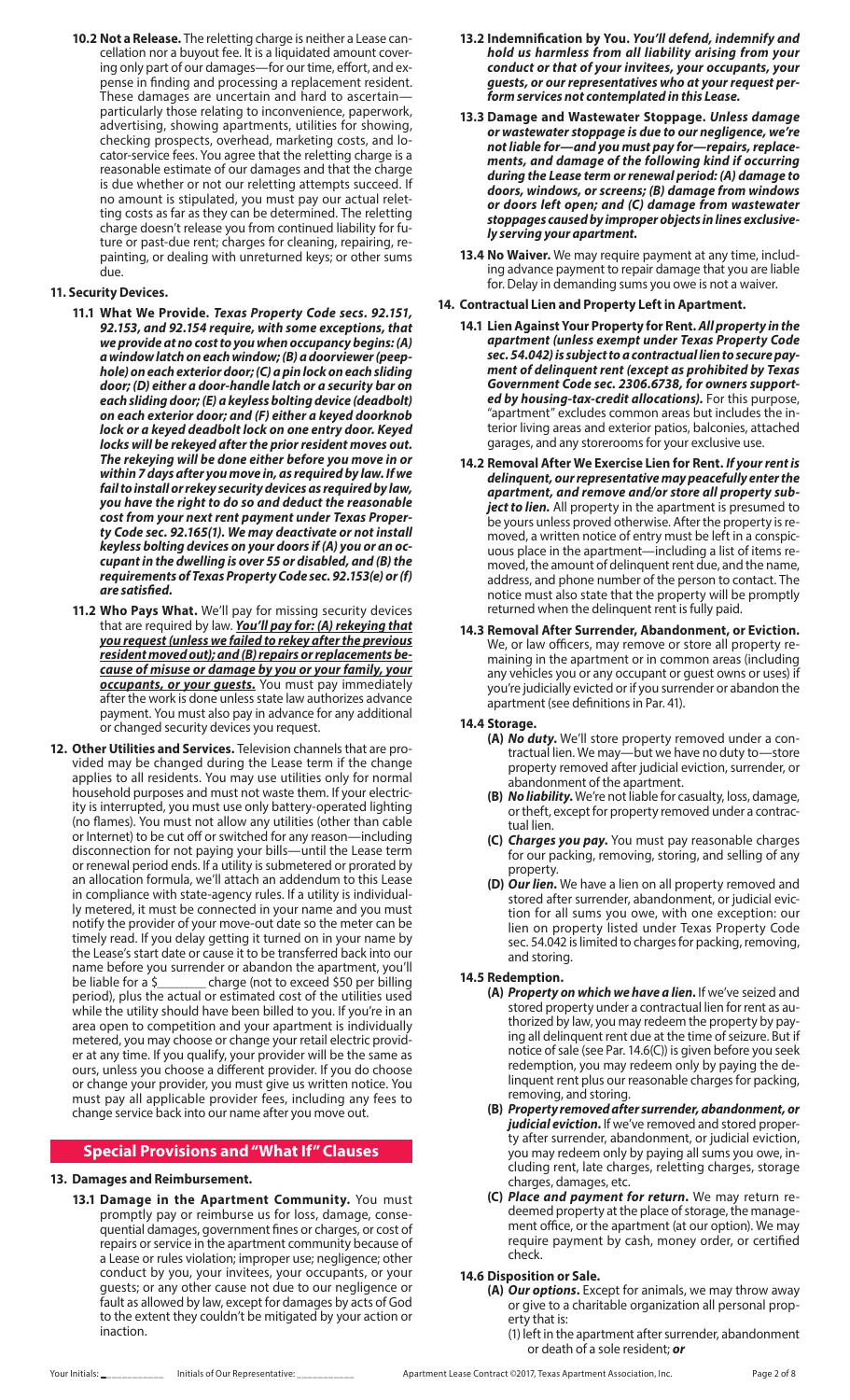**10.2 Not a Release.** The reletting charge is neither a Lease cancellation nor a buyout fee. It is a liquidated amount covering only part of our damages—for our time, effort, and expense in finding and processing a replacement resident. These damages are uncertain and hard to ascertain—particularly those relating to inconvenience, paperwork, advertising, showing apartments, utilities for showing, checking prospects, overhead, marketing costs, and locator-service fees. You agree that the reletting charge is a reasonable estimate of our damages and that the charge is due whether or not our reletting attempts succeed. If no amount is stipulated, you must pay our actual reletting costs as far as they can be determined. The reletting charge doesn't release you from continued liability for future or past-due rent; charges for cleaning, repairing, repainting, or dealing with unreturned keys; or other sums due.

**11. Security Devices.**

**11.1 What We Provide.** ***Texas Property Code secs. 92.151, 92.153, and 92.154 require, with some exceptions, that we provide at no cost to you when occupancy begins: (A) a window latch on each window; (B) a doorviewer (peephole) on each exterior door; (C) a pin lock on each sliding door; (D) either a door-handle latch or a security bar on each sliding door; (E) a keyless bolting device (deadbolt) on each exterior door; and (F) either a keyed doorknob lock or a keyed deadbolt lock on one entry door. Keyed locks will be rekeyed after the prior resident moves out. The rekeying will be done either before you move in or within 7 days after you move in, as required by law. If we fail to install or rekey security devices as required by law, you have the right to do so and deduct the reasonable cost from your next rent payment under Texas Property Code sec. 92.165(1). We may deactivate or not install keyless bolting devices on your doors if (A) you or an occupant in the dwelling is over 55 or disabled, and (B) the requirements of Texas Property Code sec. 92.153(e) or (f) are satisfied.***

**11.2 Who Pays What.** We'll pay for missing security devices that are required by law. ***You'll pay for: (A) rekeying that you request (unless we failed to rekey after the previous resident moved out); and (B) repairs or replacements because of misuse or damage by you or your family, your occupants, or your guests.*** You must pay immediately after the work is done unless state law authorizes advance payment. You must also pay in advance for any additional or changed security devices you request.

**12. Other Utilities and Services.** Television channels that are provided may be changed during the Lease term if the change applies to all residents. You may use utilities only for normal household purposes and must not waste them. If your electricity is interrupted, you must use only battery-operated lighting (no flames). You must not allow any utilities (other than cable or Internet) to be cut off or switched for any reason—including disconnection for not paying your bills—until the Lease term or renewal period ends. If a utility is submetered or prorated by an allocation formula, we'll attach an addendum to this Lease in compliance with state-agency rules. If a utility is individually metered, it must be connected in your name and you must notify the provider of your move-out date so the meter can be timely read. If you delay getting it turned on in your name by the Lease's start date or cause it to be transferred back into our name before you surrender or abandon the apartment, you'll be liable for a $________ charge (not to exceed $50 per billing period), plus the actual or estimated cost of the utilities used while the utility should have been billed to you. If you're in an area open to competition and your apartment is individually metered, you may choose or change your retail electric provider at any time. If you qualify, your provider will be the same as ours, unless you choose a different provider. If you do choose or change your provider, you must give us written notice. You must pay all applicable provider fees, including any fees to change service back into our name after you move out.

## Special Provisions and "What If" Clauses

**13. Damages and Reimbursement.**

**13.1 Damage in the Apartment Community.** You must promptly pay or reimburse us for loss, damage, consequential damages, government fines or charges, or cost of repairs or service in the apartment community because of a Lease or rules violation; improper use; negligence; other conduct by you, your invitees, your occupants, or your guests; or any other cause not due to our negligence or fault as allowed by law, except for damages by acts of God to the extent they couldn't be mitigated by your action or inaction.

**13.2 Indemnification by You.** ***You'll defend, indemnify and hold us harmless from all liability arising from your conduct or that of your invitees, your occupants, your guests, or our representatives who at your request perform services not contemplated in this Lease.***

**13.3 Damage and Wastewater Stoppage.** ***Unless damage or wastewater stoppage is due to our negligence, we're not liable for—and you must pay for—repairs, replacements, and damage of the following kind if occurring during the Lease term or renewal period: (A) damage to doors, windows, or screens; (B) damage from windows or doors left open; and (C) damage from wastewater stoppages caused by improper objects in lines exclusively serving your apartment.***

**13.4 No Waiver.** We may require payment at any time, including advance payment to repair damage that you are liable for. Delay in demanding sums you owe is not a waiver.

**14. Contractual Lien and Property Left in Apartment.**

**14.1 Lien Against Your Property for Rent.** ***All property in the apartment (unless exempt under Texas Property Code sec. 54.042) is subject to a contractual lien to secure payment of delinquent rent (except as prohibited by Texas Government Code sec. 2306.6738, for owners supported by housing-tax-credit allocations).*** For this purpose, "apartment" excludes common areas but includes the interior living areas and exterior patios, balconies, attached garages, and any storerooms for your exclusive use.

**14.2 Removal After We Exercise Lien for Rent.** ***If your rent is delinquent, our representative may peacefully enter the apartment, and remove and/or store all property subject to lien.*** All property in the apartment is presumed to be yours unless proved otherwise. After the property is removed, a written notice of entry must be left in a conspicuous place in the apartment—including a list of items removed, the amount of delinquent rent due, and the name, address, and phone number of the person to contact. The notice must also state that the property will be promptly returned when the delinquent rent is fully paid.

**14.3 Removal After Surrender, Abandonment, or Eviction.** We, or law officers, may remove or store all property remaining in the apartment or in common areas (including any vehicles you or any occupant or guest owns or uses) if you're judicially evicted or if you surrender or abandon the apartment (see definitions in Par. 41).

**14.4 Storage.**

**(A)** ***No duty.*** We'll store property removed under a contractual lien. We may—but we have no duty to—store property removed after judicial eviction, surrender, or abandonment of the apartment.

**(B)** ***No liability.*** We're not liable for casualty, loss, damage, or theft, except for property removed under a contractual lien.

**(C)** ***Charges you pay.*** You must pay reasonable charges for our packing, removing, storing, and selling of any property.

**(D)** ***Our lien.*** We have a lien on all property removed and stored after surrender, abandonment, or judicial eviction for all sums you owe, with one exception: our lien on property listed under Texas Property Code sec. 54.042 is limited to charges for packing, removing, and storing.

**14.5 Redemption.**

**(A)** ***Property on which we have a lien.*** If we've seized and stored property under a contractual lien for rent as authorized by law, you may redeem the property by paying all delinquent rent due at the time of seizure. But if notice of sale (see Par. 14.6(C)) is given before you seek redemption, you may redeem only by paying the delinquent rent plus our reasonable charges for packing, removing, and storing.

**(B)** ***Property removed after surrender, abandonment, or judicial eviction.*** If we've removed and stored property after surrender, abandonment, or judicial eviction, you may redeem only by paying all sums you owe, including rent, late charges, reletting charges, storage charges, damages, etc.

**(C)** ***Place and payment for return.*** We may return redeemed property at the place of storage, the management office, or the apartment (at our option). We may require payment by cash, money order, or certified check.

**14.6 Disposition or Sale.**

**(A)** ***Our options.*** Except for animals, we may throw away or give to a charitable organization all personal property that is:

(1) left in the apartment after surrender, abandonment or death of a sole resident; ***or***

Your Initials: ___________ Initials of Our Representative: ___________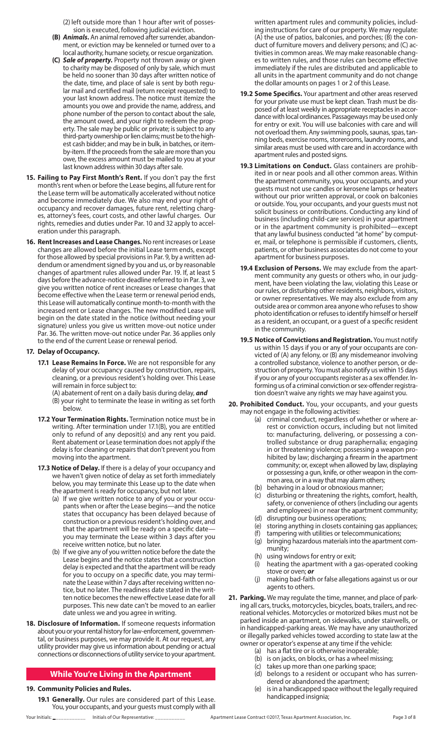(2) left outside more than 1 hour after writ of possession is executed, following judicial eviction.

**(B)** ***Animals.*** An animal removed after surrender, abandonment, or eviction may be kenneled or turned over to a local authority, humane society, or rescue organization.

**(C)** ***Sale of property.*** Property not thrown away or given to charity may be disposed of only by sale, which must be held no sooner than 30 days after written notice of the date, time, and place of sale is sent by both regular mail and certified mail (return receipt requested) to your last known address. The notice must itemize the amounts you owe and provide the name, address, and phone number of the person to contact about the sale, the amount owed, and your right to redeem the property. The sale may be public or private; is subject to any third-party ownership or lien claims; must be to the highest cash bidder; and may be in bulk, in batches, or item-by-item. If the proceeds from the sale are more than you owe, the excess amount must be mailed to you at your last known address within 30 days after sale.

**15. Failing to Pay First Month's Rent.** If you don't pay the first month's rent when or before the Lease begins, all future rent for the Lease term will be automatically accelerated without notice and become immediately due. We also may end your right of occupancy and recover damages, future rent, reletting charges, attorney's fees, court costs, and other lawful charges. Our rights, remedies and duties under Par. 10 and 32 apply to acceleration under this paragraph.

**16. Rent Increases and Lease Changes.** No rent increases or Lease changes are allowed before the initial Lease term ends, except for those allowed by special provisions in Par. 9, by a written addendum or amendment signed by you and us, or by reasonable changes of apartment rules allowed under Par. 19. If, at least 5 days before the advance-notice deadline referred to in Par. 3, we give you written notice of rent increases or Lease changes that become effective when the Lease term or renewal period ends, this Lease will automatically continue month-to-month with the increased rent or Lease changes. The new modified Lease will begin on the date stated in the notice (without needing your signature) unless you give us written move-out notice under Par. 36. The written move-out notice under Par. 36 applies only to the end of the current Lease or renewal period.

**17. Delay of Occupancy.**

**17.1 Lease Remains In Force.** We are not responsible for any delay of your occupancy caused by construction, repairs, cleaning, or a previous resident's holding over. This Lease will remain in force subject to:
(A) abatement of rent on a daily basis during delay, ***and***
(B) your right to terminate the lease in writing as set forth below.

**17.2 Your Termination Rights.** Termination notice must be in writing. After termination under 17.1(B), you are entitled only to refund of any deposit(s) and any rent you paid. Rent abatement or Lease termination does not apply if the delay is for cleaning or repairs that don't prevent you from moving into the apartment.

**17.3 Notice of Delay.** If there is a delay of your occupancy and we haven't given notice of delay as set forth immediately below, you may terminate this Lease up to the date when the apartment is ready for occupancy, but not later.

(a) If we give written notice to any of you or your occupants when or after the Lease begins—and the notice states that occupancy has been delayed because of construction or a previous resident's holding over, and that the apartment will be ready on a specific date—you may terminate the Lease within 3 days after you receive written notice, but no later.

(b) If we give any of you written notice before the date the Lease begins and the notice states that a construction delay is expected and that the apartment will be ready for you to occupy on a specific date, you may terminate the Lease within 7 days after receiving written notice, but no later. The readiness date stated in the written notice becomes the new effective Lease date for all purposes. This new date can't be moved to an earlier date unless we and you agree in writing.

**18. Disclosure of Information.** If someone requests information about you or your rental history for law-enforcement, governmental, or business purposes, we may provide it. At our request, any utility provider may give us information about pending or actual connections or disconnections of utility service to your apartment.

## While You're Living in the Apartment

**19. Community Policies and Rules.**

**19.1 Generally.** Our rules are considered part of this Lease. You, your occupants, and your guests must comply with all written apartment rules and community policies, including instructions for care of our property. We may regulate: (A) the use of patios, balconies, and porches; (B) the conduct of furniture movers and delivery persons; and (C) activities in common areas. We may make reasonable changes to written rules, and those rules can become effective immediately if the rules are distributed and applicable to all units in the apartment community and do not change the dollar amounts on pages 1 or 2 of this Lease.

**19.2 Some Specifics.** Your apartment and other areas reserved for your private use must be kept clean. Trash must be disposed of at least weekly in appropriate receptacles in accordance with local ordinances. Passageways may be used only for entry or exit. You will use balconies with care and will not overload them. Any swimming pools, saunas, spas, tanning beds, exercise rooms, storerooms, laundry rooms, and similar areas must be used with care and in accordance with apartment rules and posted signs.

**19.3 Limitations on Conduct.** Glass containers are prohibited in or near pools and all other common areas. Within the apartment community, you, your occupants, and your guests must not use candles or kerosene lamps or heaters without our prior written approval, or cook on balconies or outside. You, your occupants, and your guests must not solicit business or contributions. Conducting any kind of business (including child-care services) in your apartment or in the apartment community is prohibited—except that any lawful business conducted "at home" by computer, mail, or telephone is permissible if customers, clients, patients, or other business associates do not come to your apartment for business purposes.

**19.4 Exclusion of Persons.** We may exclude from the apartment community any guests or others who, in our judgment, have been violating the law, violating this Lease or our rules, or disturbing other residents, neighbors, visitors, or owner representatives. We may also exclude from any outside area or common area anyone who refuses to show photo identification or refuses to identify himself or herself as a resident, an occupant, or a guest of a specific resident in the community.

**19.5 Notice of Convictions and Registration.** You must notify us within 15 days if you or any of your occupants are convicted of (A) any felony, or (B) any misdemeanor involving a controlled substance, violence to another person, or destruction of property. You must also notify us within 15 days if you or any of your occupants register as a sex offender. Informing us of a criminal conviction or sex-offender registration doesn't waive any rights we may have against you.

**20. Prohibited Conduct.** You, your occupants, and your guests may not engage in the following activities:

(a) criminal conduct, regardless of whether or where arrest or conviction occurs, including but not limited to: manufacturing, delivering, or possessing a controlled substance or drug paraphernalia; engaging in or threatening violence; possessing a weapon prohibited by law; discharging a firearm in the apartment community; or, except when allowed by law, displaying or possessing a gun, knife, or other weapon in the common area, or in a way that may alarm others;
(b) behaving in a loud or obnoxious manner;
(c) disturbing or threatening the rights, comfort, health, safety, or convenience of others (including our agents and employees) in or near the apartment community;
(d) disrupting our business operations;
(e) storing anything in closets containing gas appliances;
(f) tampering with utilities or telecommunications;
(g) bringing hazardous materials into the apartment community;
(h) using windows for entry or exit;
(i) heating the apartment with a gas-operated cooking stove or oven; ***or***
(j) making bad-faith or false allegations against us or our agents to others.

**21. Parking.** We may regulate the time, manner, and place of parking all cars, trucks, motorcycles, bicycles, boats, trailers, and recreational vehicles. Motorcycles or motorized bikes must not be parked inside an apartment, on sidewalks, under stairwells, or in handicapped-parking areas. We may have any unauthorized or illegally parked vehicles towed according to state law at the owner or operator's expense at any time if the vehicle:

(a) has a flat tire or is otherwise inoperable;
(b) is on jacks, on blocks, or has a wheel missing;
(c) takes up more than one parking space;
(d) belongs to a resident or occupant who has surrendered or abandoned the apartment;
(e) is in a handicapped space without the legally required handicapped insignia;

Your Initials: \_\_\_\_\_\_\_\_\_\_ Initials of Our Representative: \_\_\_\_\_\_\_\_\_\_ Apartment Lease Contract ©2017, Texas Apartment Association, Inc.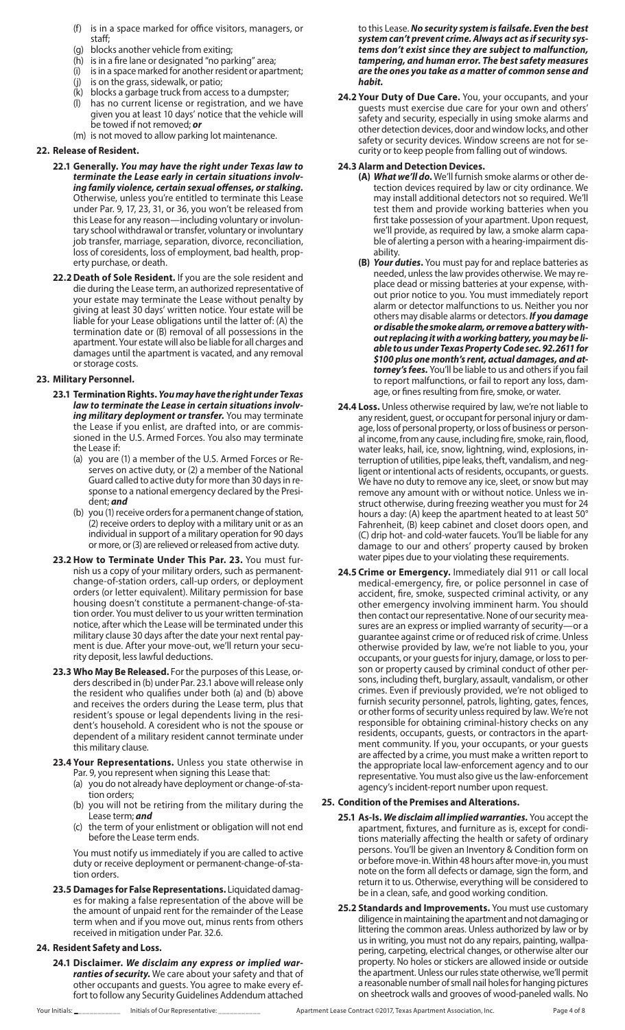(f) is in a space marked for office visitors, managers, or staff;
(g) blocks another vehicle from exiting;
(h) is in a fire lane or designated "no parking" area;
(i) is in a space marked for another resident or apartment;
(j) is on the grass, sidewalk, or patio;
(k) blocks a garbage truck from access to a dumpster;
(l) has no current license or registration, and we have given you at least 10 days' notice that the vehicle will be towed if not removed; ***or***
(m) is not moved to allow parking lot maintenance.

## 22. Release of Resident.

**22.1 Generally.** ***You may have the right under Texas law to terminate the Lease early in certain situations involving family violence, certain sexual offenses, or stalking.*** Otherwise, unless you're entitled to terminate this Lease under Par. 9, 17, 23, 31, or 36, you won't be released from this Lease for any reason—including voluntary or involuntary school withdrawal or transfer, voluntary or involuntary job transfer, marriage, separation, divorce, reconciliation, loss of coresidents, loss of employment, bad health, property purchase, or death.

**22.2 Death of Sole Resident.** If you are the sole resident and die during the Lease term, an authorized representative of your estate may terminate the Lease without penalty by giving at least 30 days' written notice. Your estate will be liable for your Lease obligations until the latter of: (A) the termination date or (B) removal of all possessions in the apartment. Your estate will also be liable for all charges and damages until the apartment is vacated, and any removal or storage costs.

## 23. Military Personnel.

**23.1 Termination Rights.** ***You may have the right under Texas law to terminate the Lease in certain situations involving military deployment or transfer.*** You may terminate the Lease if you enlist, are drafted into, or are commissioned in the U.S. Armed Forces. You also may terminate the Lease if:

(a) you are (1) a member of the U.S. Armed Forces or Reserves on active duty, or (2) a member of the National Guard called to active duty for more than 30 days in response to a national emergency declared by the President; ***and***
(b) you (1) receive orders for a permanent change of station, (2) receive orders to deploy with a military unit or as an individual in support of a military operation for 90 days or more, or (3) are relieved or released from active duty.

**23.2 How to Terminate Under This Par. 23.** You must furnish us a copy of your military orders, such as permanent-change-of-station orders, call-up orders, or deployment orders (or letter equivalent). Military permission for base housing doesn't constitute a permanent-change-of-station order. You must deliver to us your written termination notice, after which the Lease will be terminated under this military clause 30 days after the date your next rental payment is due. After your move-out, we'll return your security deposit, less lawful deductions.

**23.3 Who May Be Released.** For the purposes of this Lease, orders described in (b) under Par. 23.1 above will release only the resident who qualifies under both (a) and (b) above and receives the orders during the Lease term, plus that resident's spouse or legal dependents living in the resident's household. A coresident who is not the spouse or dependent of a military resident cannot terminate under this military clause.

**23.4 Your Representations.** Unless you state otherwise in Par. 9, you represent when signing this Lease that:

(a) you do not already have deployment or change-of-station orders;
(b) you will not be retiring from the military during the Lease term; ***and***
(c) the term of your enlistment or obligation will not end before the Lease term ends.

You must notify us immediately if you are called to active duty or receive deployment or permanent-change-of-station orders.

**23.5 Damages for False Representations.** Liquidated damages for making a false representation of the above will be the amount of unpaid rent for the remainder of the Lease term when and if you move out, minus rents from others received in mitigation under Par. 32.6.

## 24. Resident Safety and Loss.

**24.1 Disclaimer.** ***We disclaim any express or implied warranties of security.*** We care about your safety and that of other occupants and guests. You agree to make every effort to follow any Security Guidelines Addendum attached to this Lease. ***No security system is failsafe. Even the best system can't prevent crime. Always act as if security systems don't exist since they are subject to malfunction, tampering, and human error. The best safety measures are the ones you take as a matter of common sense and habit.***

**24.2 Your Duty of Due Care.** You, your occupants, and your guests must exercise due care for your own and others' safety and security, especially in using smoke alarms and other detection devices, door and window locks, and other safety or security devices. Window screens are not for security or to keep people from falling out of windows.

**24.3 Alarm and Detection Devices.**

**(A)** ***What we'll do.*** We'll furnish smoke alarms or other detection devices required by law or city ordinance. We may install additional detectors not so required. We'll test them and provide working batteries when you first take possession of your apartment. Upon request, we'll provide, as required by law, a smoke alarm capable of alerting a person with a hearing-impairment disability.

**(B)** ***Your duties.*** You must pay for and replace batteries as needed, unless the law provides otherwise. We may replace dead or missing batteries at your expense, without prior notice to you. You must immediately report alarm or detector malfunctions to us. Neither you nor others may disable alarms or detectors. ***If you damage or disable the smoke alarm, or remove a battery without replacing it with a working battery, you may be liable to us under Texas Property Code sec. 92.2611 for $100 plus one month's rent, actual damages, and attorney's fees.*** You'll be liable to us and others if you fail to report malfunctions, or fail to report any loss, damage, or fines resulting from fire, smoke, or water.

**24.4 Loss.** Unless otherwise required by law, we're not liable to any resident, guest, or occupant for personal injury or damage, loss of personal property, or loss of business or personal income, from any cause, including fire, smoke, rain, flood, water leaks, hail, ice, snow, lightning, wind, explosions, interruption of utilities, pipe leaks, theft, vandalism, and negligent or intentional acts of residents, occupants, or guests. We have no duty to remove any ice, sleet, or snow but may remove any amount with or without notice. Unless we instruct otherwise, during freezing weather you must for 24 hours a day: (A) keep the apartment heated to at least 50° Fahrenheit, (B) keep cabinet and closet doors open, and (C) drip hot- and cold-water faucets. You'll be liable for any damage to our and others' property caused by broken water pipes due to your violating these requirements.

**24.5 Crime or Emergency.** Immediately dial 911 or call local medical-emergency, fire, or police personnel in case of accident, fire, smoke, suspected criminal activity, or any other emergency involving imminent harm. You should then contact our representative. None of our security measures are an express or implied warranty of security—or a guarantee against crime or of reduced risk of crime. Unless otherwise provided by law, we're not liable to you, your occupants, or your guests for injury, damage, or loss to person or property caused by criminal conduct of other persons, including theft, burglary, assault, vandalism, or other crimes. Even if previously provided, we're not obliged to furnish security personnel, patrols, lighting, gates, fences, or other forms of security unless required by law. We're not responsible for obtaining criminal-history checks on any residents, occupants, guests, or contractors in the apartment community. If you, your occupants, or your guests are affected by a crime, you must make a written report to the appropriate local law-enforcement agency and to our representative. You must also give us the law-enforcement agency's incident-report number upon request.

## 25. Condition of the Premises and Alterations.

**25.1 As-Is.** ***We disclaim all implied warranties.*** You accept the apartment, fixtures, and furniture as is, except for conditions materially affecting the health or safety of ordinary persons. You'll be given an Inventory & Condition form on or before move-in. Within 48 hours after move-in, you must note on the form all defects or damage, sign the form, and return it to us. Otherwise, everything will be considered to be in a clean, safe, and good working condition.

**25.2 Standards and Improvements.** You must use customary diligence in maintaining the apartment and not damaging or littering the common areas. Unless authorized by law or by us in writing, you must not do any repairs, painting, wallpapering, carpeting, electrical changes, or otherwise alter our property. No holes or stickers are allowed inside or outside the apartment. Unless our rules state otherwise, we'll permit a reasonable number of small nail holes for hanging pictures on sheetrock walls and grooves of wood-paneled walls. No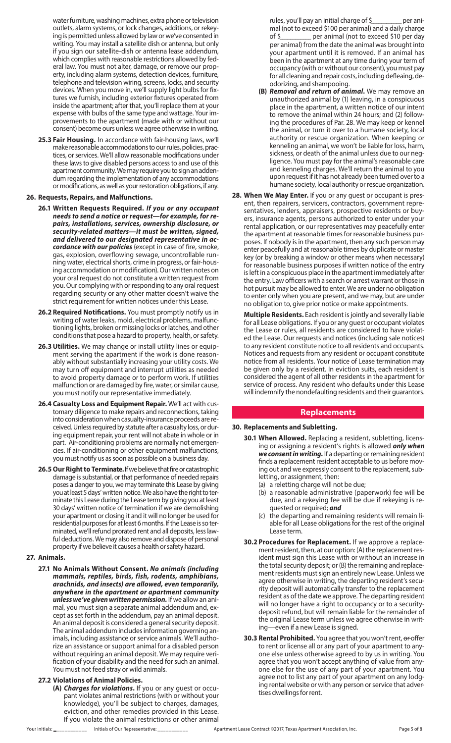water furniture, washing machines, extra phone or television outlets, alarm systems, or lock changes, additions, or rekeying is permitted unless allowed by law or we've consented in writing. You may install a satellite dish or antenna, but only if you sign our satellite-dish or antenna lease addendum, which complies with reasonable restrictions allowed by federal law. You must not alter, damage, or remove our property, including alarm systems, detection devices, furniture, telephone and television wiring, screens, locks, and security devices. When you move in, we'll supply light bulbs for fixtures we furnish, including exterior fixtures operated from inside the apartment; after that, you'll replace them at your expense with bulbs of the same type and wattage. Your improvements to the apartment (made with or without our consent) become ours unless we agree otherwise in writing.

**25.3 Fair Housing.** In accordance with fair-housing laws, we'll make reasonable accommodations to our rules, policies, practices, or services. We'll allow reasonable modifications under these laws to give disabled persons access to and use of this apartment community. We may require you to sign an addendum regarding the implementation of any accommodations or modifications, as well as your restoration obligations, if any.

**26. Requests, Repairs, and Malfunctions.**

**26.1 Written Requests Required.** ***If you or any occupant needs to send a notice or request—for example, for repairs, installations, services, ownership disclosure, or security-related matters—it must be written, signed, and delivered to our designated representative in accordance with our policies*** (except in case of fire, smoke, gas, explosion, overflowing sewage, uncontrollable running water, electrical shorts, crime in progress, or fair-housing accommodation or modification). Our written notes on your oral request do not constitute a written request from you. Our complying with or responding to any oral request regarding security or any other matter doesn't waive the strict requirement for written notices under this Lease.

**26.2 Required Notifications.** You must promptly notify us in writing of water leaks, mold, electrical problems, malfunctioning lights, broken or missing locks or latches, and other conditions that pose a hazard to property, health, or safety.

**26.3 Utilities.** We may change or install utility lines or equipment serving the apartment if the work is done reasonably without substantially increasing your utility costs. We may turn off equipment and interrupt utilities as needed to avoid property damage or to perform work. If utilities malfunction or are damaged by fire, water, or similar cause, you must notify our representative immediately.

**26.4 Casualty Loss and Equipment Repair.** We'll act with customary diligence to make repairs and reconnections, taking into consideration when casualty-insurance proceeds are received. Unless required by statute after a casualty loss, or during equipment repair, your rent will not abate in whole or in part. Air-conditioning problems are normally not emergencies. If air-conditioning or other equipment malfunctions, you must notify us as soon as possible on a business day.

**26.5 Our Right to Terminate.** If we believe that fire or catastrophic damage is substantial, or that performance of needed repairs poses a danger to you, we may terminate this Lease by giving you at least 5 days' written notice. We also have the right to terminate this Lease during the Lease term by giving you at least 30 days' written notice of termination if we are demolishing your apartment or closing it and it will no longer be used for residential purposes for at least 6 months. If the Lease is so terminated, we'll refund prorated rent and all deposits, less lawful deductions. We may also remove and dispose of personal property if we believe it causes a health or safety hazard.

**27. Animals.**

**27.1 No Animals Without Consent.** ***No animals (including mammals, reptiles, birds, fish, rodents, amphibians, arachnids, and insects) are allowed, even temporarily, anywhere in the apartment or apartment community unless we've given written permission.*** If we allow an animal, you must sign a separate animal addendum and, except as set forth in the addendum, pay an animal deposit. An animal deposit is considered a general security deposit. The animal addendum includes information governing animals, including assistance or service animals. We'll authorize an assistance or support animal for a disabled person without requiring an animal deposit. We may require verification of your disability and the need for such an animal. You must not feed stray or wild animals.

**27.2 Violations of Animal Policies.**

**(A)** ***Charges for violations.*** If you or any guest or occupant violates animal restrictions (with or without your knowledge), you'll be subject to charges, damages, eviction, and other remedies provided in this Lease. If you violate the animal restrictions or other animal rules, you'll pay an initial charge of $________ per animal (not to exceed $100 per animal) and a daily charge of $________ per animal (not to exceed $10 per day per animal) from the date the animal was brought into your apartment until it is removed. If an animal has been in the apartment at any time during your term of occupancy (with or without our consent), you must pay for all cleaning and repair costs, including defleaing, deodorizing, and shampooing.

**(B)** ***Removal and return of animal.*** We may remove an unauthorized animal by (1) leaving, in a conspicuous place in the apartment, a written notice of our intent to remove the animal within 24 hours; and (2) following the procedures of Par. 28. We may keep or kennel the animal, or turn it over to a humane society, local authority or rescue organization. When keeping or kenneling an animal, we won't be liable for loss, harm, sickness, or death of the animal unless due to our negligence. You must pay for the animal's reasonable care and kenneling charges. We'll return the animal to you upon request if it has not already been turned over to a humane society, local authority or rescue organization.

**28. When We May Enter.** If you or any guest or occupant is present, then repairers, servicers, contractors, government representatives, lenders, appraisers, prospective residents or buyers, insurance agents, persons authorized to enter under your rental application, or our representatives may peacefully enter the apartment at reasonable times for reasonable business purposes. If nobody is in the apartment, then any such person may enter peacefully and at reasonable times by duplicate or master key (or by breaking a window or other means when necessary) for reasonable business purposes if written notice of the entry is left in a conspicuous place in the apartment immediately after the entry. Law officers with a search or arrest warrant or those in hot pursuit may be allowed to enter. We are under no obligation to enter only when you are present, and we may, but are under no obligation to, give prior notice or make appointments.

**Multiple Residents.** Each resident is jointly and severally liable for all Lease obligations. If you or any guest or occupant violates the Lease or rules, all residents are considered to have violated the Lease. Our requests and notices (including sale notices) to any resident constitute notice to all residents and occupants. Notices and requests from any resident or occupant constitute notice from all residents. Your notice of Lease termination may be given only by a resident. In eviction suits, each resident is considered the agent of all other residents in the apartment for service of process. Any resident who defaults under this Lease will indemnify the nondefaulting residents and their guarantors.

## Replacements

**30. Replacements and Subletting.**

**30.1 When Allowed.** Replacing a resident, subletting, licensing or assigning a resident's rights is allowed ***only when we consent in writing.*** If a departing or remaining resident finds a replacement resident acceptable to us before moving out and we expressly consent to the replacement, subletting, or assignment, then:

(a) a reletting charge will not be due;

(b) a reasonable administrative (paperwork) fee will be due, and a rekeying fee will be due if rekeying is requested or required; ***and***

(c) the departing and remaining residents will remain liable for all Lease obligations for the rest of the original Lease term.

**30.2 Procedures for Replacement.** If we approve a replacement resident, then, at our option: (A) the replacement resident must sign this Lease with or without an increase in the total security deposit; or (B) the remaining and replacement residents must sign an entirely new Lease. Unless we agree otherwise in writing, the departing resident's security deposit will automatically transfer to the replacement resident as of the date we approve. The departing resident will no longer have a right to occupancy or to a security-deposit refund, but will remain liable for the remainder of the original Lease term unless we agree otherwise in writing—even if a new Lease is signed.

**30.3 Rental Prohibited.** You agree that you won't rent, ~~or~~ offer to rent or license all or any part of your apartment to anyone else unless otherwise agreed to by us in writing. You agree that you won't accept anything of value from anyone else for the use of any part of your apartment. You agree not to list any part of your apartment on any lodging rental website or with any person or service that advertises dwellings for rent.

Your Initials: __________ Initials of Our Representative: __________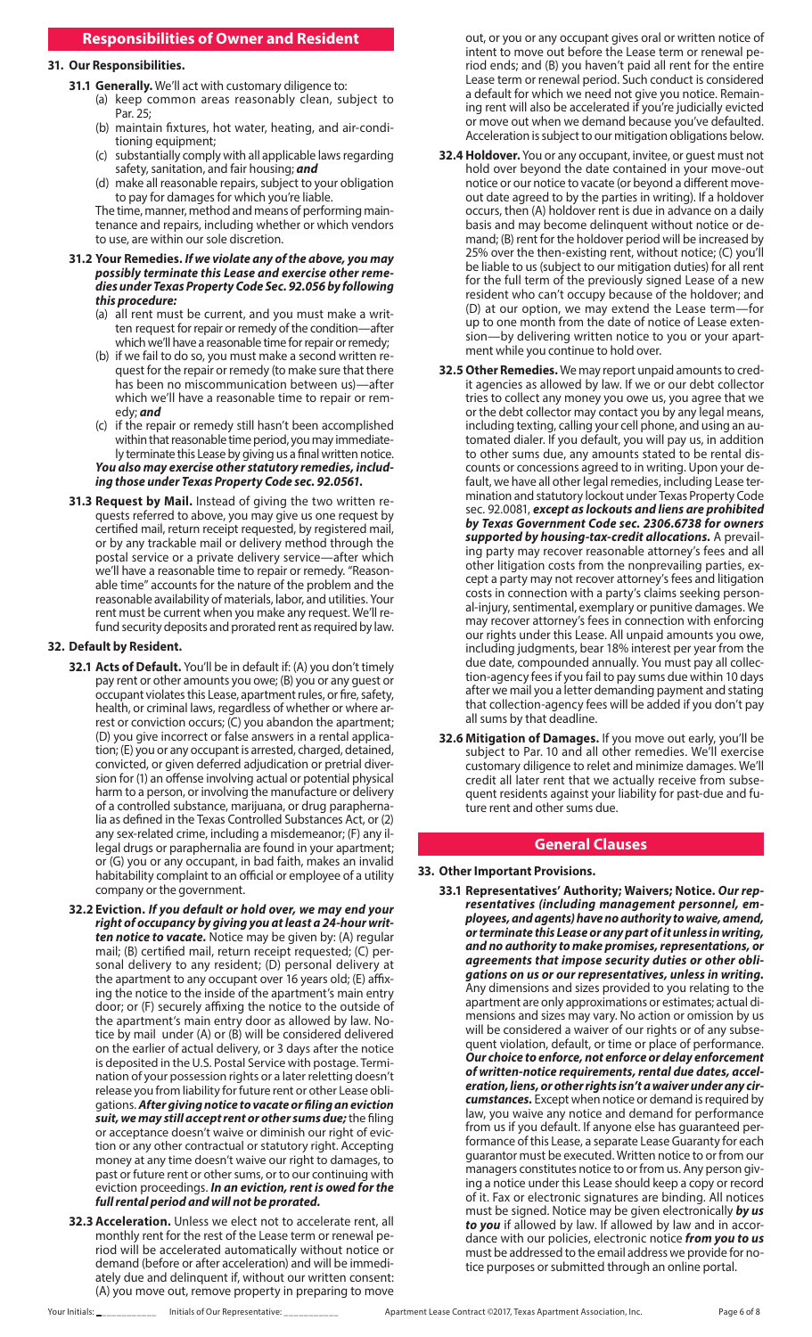## Responsibilities of Owner and Resident

### 31. Our Responsibilities.

**31.1 Generally.** We'll act with customary diligence to:

(a) keep common areas reasonably clean, subject to Par. 25;

(b) maintain fixtures, hot water, heating, and air-conditioning equipment;

(c) substantially comply with all applicable laws regarding safety, sanitation, and fair housing; ***and***

(d) make all reasonable repairs, subject to your obligation to pay for damages for which you're liable.

The time, manner, method and means of performing maintenance and repairs, including whether or which vendors to use, are within our sole discretion.

**31.2 Your Remedies.** ***If we violate any of the above, you may possibly terminate this Lease and exercise other remedies under Texas Property Code Sec. 92.056 by following this procedure:***

(a) all rent must be current, and you must make a written request for repair or remedy of the condition—after which we'll have a reasonable time for repair or remedy;

(b) if we fail to do so, you must make a second written request for the repair or remedy (to make sure that there has been no miscommunication between us)—after which we'll have a reasonable time to repair or remedy; ***and***

(c) if the repair or remedy still hasn't been accomplished within that reasonable time period, you may immediately terminate this Lease by giving us a final written notice.

***You also may exercise other statutory remedies, including those under Texas Property Code sec. 92.0561.***

**31.3 Request by Mail.** Instead of giving the two written requests referred to above, you may give us one request by certified mail, return receipt requested, by registered mail, or by any trackable mail or delivery method through the postal service or a private delivery service—after which we'll have a reasonable time to repair or remedy. "Reasonable time" accounts for the nature of the problem and the reasonable availability of materials, labor, and utilities. Your rent must be current when you make any request. We'll refund security deposits and prorated rent as required by law.

### 32. Default by Resident.

**32.1 Acts of Default.** You'll be in default if: (A) you don't timely pay rent or other amounts you owe; (B) you or any guest or occupant violates this Lease, apartment rules, or fire, safety, health, or criminal laws, regardless of whether or where arrest or conviction occurs; (C) you abandon the apartment; (D) you give incorrect or false answers in a rental application; (E) you or any occupant is arrested, charged, detained, convicted, or given deferred adjudication or pretrial diversion for (1) an offense involving actual or potential physical harm to a person, or involving the manufacture or delivery of a controlled substance, marijuana, or drug paraphernalia as defined in the Texas Controlled Substances Act, or (2) any sex-related crime, including a misdemeanor; (F) any illegal drugs or paraphernalia are found in your apartment; or (G) you or any occupant, in bad faith, makes an invalid habitability complaint to an official or employee of a utility company or the government.

**32.2 Eviction.** ***If you default or hold over, we may end your right of occupancy by giving you at least a 24-hour written notice to vacate.*** Notice may be given by: (A) regular mail; (B) certified mail, return receipt requested; (C) personal delivery to any resident; (D) personal delivery at the apartment to any occupant over 16 years old; (E) affixing the notice to the inside of the apartment's main entry door; or (F) securely affixing the notice to the outside of the apartment's main entry door as allowed by law. Notice by mail under (A) or (B) will be considered delivered on the earlier of actual delivery, or 3 days after the notice is deposited in the U.S. Postal Service with postage. Termination of your possession rights or a later reletting doesn't release you from liability for future rent or other Lease obligations. ***After giving notice to vacate or filing an eviction suit, we may still accept rent or other sums due;*** the filing or acceptance doesn't waive or diminish our right of eviction or any other contractual or statutory right. Accepting money at any time doesn't waive our right to damages, to past or future rent or other sums, or to our continuing with eviction proceedings. ***In an eviction, rent is owed for the full rental period and will not be prorated.***

**32.3 Acceleration.** Unless we elect not to accelerate rent, all monthly rent for the rest of the Lease term or renewal period will be accelerated automatically without notice or demand (before or after acceleration) and will be immediately due and delinquent if, without our written consent: (A) you move out, remove property in preparing to move out, or you or any occupant gives oral or written notice of intent to move out before the Lease term or renewal period ends; and (B) you haven't paid all rent for the entire Lease term or renewal period. Such conduct is considered a default for which we need not give you notice. Remaining rent will also be accelerated if you're judicially evicted or move out when we demand because you've defaulted. Acceleration is subject to our mitigation obligations below.

**32.4 Holdover.** You or any occupant, invitee, or guest must not hold over beyond the date contained in your move-out notice or our notice to vacate (or beyond a different move-out date agreed to by the parties in writing). If a holdover occurs, then (A) holdover rent is due in advance on a daily basis and may become delinquent without notice or demand; (B) rent for the holdover period will be increased by 25% over the then-existing rent, without notice; (C) you'll be liable to us (subject to our mitigation duties) for all rent for the full term of the previously signed Lease of a new resident who can't occupy because of the holdover; and (D) at our option, we may extend the Lease term—for up to one month from the date of notice of Lease extension—by delivering written notice to you or your apartment while you continue to hold over.

**32.5 Other Remedies.** We may report unpaid amounts to credit agencies as allowed by law. If we or our debt collector tries to collect any money you owe us, you agree that we or the debt collector may contact you by any legal means, including texting, calling your cell phone, and using an automated dialer. If you default, you will pay us, in addition to other sums due, any amounts stated to be rental discounts or concessions agreed to in writing. Upon your default, we have all other legal remedies, including Lease termination and statutory lockout under Texas Property Code sec. 92.0081, ***except as lockouts and liens are prohibited by Texas Government Code sec. 2306.6738 for owners supported by housing-tax-credit allocations.*** A prevailing party may recover reasonable attorney's fees and all other litigation costs from the nonprevailing parties, except a party may not recover attorney's fees and litigation costs in connection with a party's claims seeking personal-injury, sentimental, exemplary or punitive damages. We may recover attorney's fees in connection with enforcing our rights under this Lease. All unpaid amounts you owe, including judgments, bear 18% interest per year from the due date, compounded annually. You must pay all collection-agency fees if you fail to pay sums due within 10 days after we mail you a letter demanding payment and stating that collection-agency fees will be added if you don't pay all sums by that deadline.

**32.6 Mitigation of Damages.** If you move out early, you'll be subject to Par. 10 and all other remedies. We'll exercise customary diligence to relet and minimize damages. We'll credit all later rent that we actually receive from subsequent residents against your liability for past-due and future rent and other sums due.

## General Clauses

### 33. Other Important Provisions.

**33.1 Representatives' Authority; Waivers; Notice.** ***Our representatives (including management personnel, employees, and agents) have no authority to waive, amend, or terminate this Lease or any part of it unless in writing, and no authority to make promises, representations, or agreements that impose security duties or other obligations on us or our representatives, unless in writing.*** Any dimensions and sizes provided to you relating to the apartment are only approximations or estimates; actual dimensions and sizes may vary. No action or omission by us will be considered a waiver of our rights or of any subsequent violation, default, or time or place of performance. ***Our choice to enforce, not enforce or delay enforcement of written-notice requirements, rental due dates, acceleration, liens, or other rights isn't a waiver under any circumstances.*** Except when notice or demand is required by law, you waive any notice and demand for performance from us if you default. If anyone else has guaranteed performance of this Lease, a separate Lease Guaranty for each guarantor must be executed. Written notice to or from our managers constitutes notice to or from us. Any person giving a notice under this Lease should keep a copy or record of it. Fax or electronic signatures are binding. All notices must be signed. Notice may be given electronically ***by us to you*** if allowed by law. If allowed by law and in accordance with our policies, electronic notice ***from you to us*** must be addressed to the email address we provide for notice purposes or submitted through an online portal.

Your Initials: \_\_\_\_\_\_\_\_\_\_ Initials of Our Representative: \_\_\_\_\_\_\_\_\_\_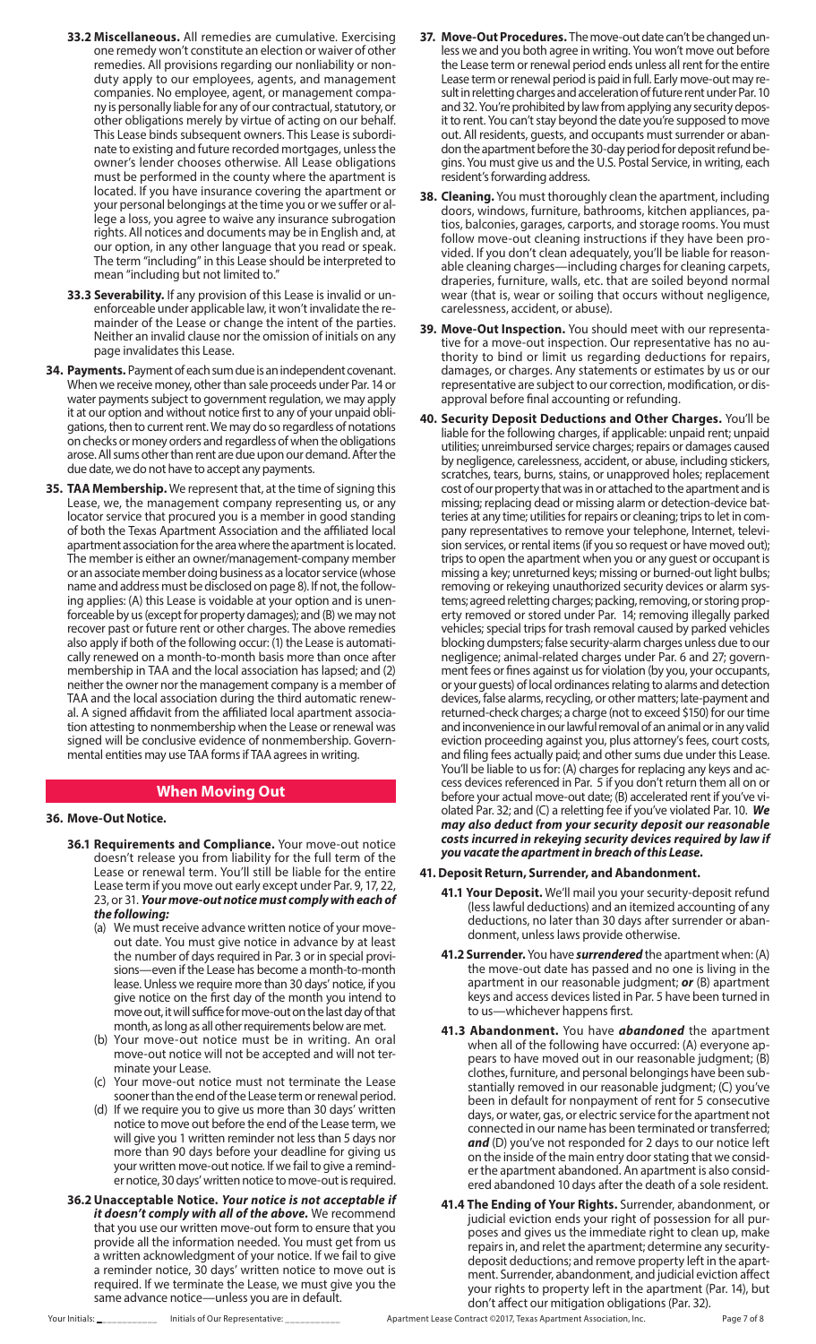**33.2 Miscellaneous.** All remedies are cumulative. Exercising one remedy won't constitute an election or waiver of other remedies. All provisions regarding our nonliability or nonduty apply to our employees, agents, and management companies. No employee, agent, or management company is personally liable for any of our contractual, statutory, or other obligations merely by virtue of acting on our behalf. This Lease binds subsequent owners. This Lease is subordinate to existing and future recorded mortgages, unless the owner's lender chooses otherwise. All Lease obligations must be performed in the county where the apartment is located. If you have insurance covering the apartment or your personal belongings at the time you or we suffer or allege a loss, you agree to waive any insurance subrogation rights. All notices and documents may be in English and, at our option, in any other language that you read or speak. The term "including" in this Lease should be interpreted to mean "including but not limited to."

**33.3 Severability.** If any provision of this Lease is invalid or unenforceable under applicable law, it won't invalidate the remainder of the Lease or change the intent of the parties. Neither an invalid clause nor the omission of initials on any page invalidates this Lease.

**34. Payments.** Payment of each sum due is an independent covenant. When we receive money, other than sale proceeds under Par. 14 or water payments subject to government regulation, we may apply it at our option and without notice first to any of your unpaid obligations, then to current rent. We may do so regardless of notations on checks or money orders and regardless of when the obligations arose. All sums other than rent are due upon our demand. After the due date, we do not have to accept any payments.

**35. TAA Membership.** We represent that, at the time of signing this Lease, we, the management company representing us, or any locator service that procured you is a member in good standing of both the Texas Apartment Association and the affiliated local apartment association for the area where the apartment is located. The member is either an owner/management-company member or an associate member doing business as a locator service (whose name and address must be disclosed on page 8). If not, the following applies: (A) this Lease is voidable at your option and is unenforceable by us (except for property damages); and (B) we may not recover past or future rent or other charges. The above remedies also apply if both of the following occur: (1) the Lease is automatically renewed on a month-to-month basis more than once after membership in TAA and the local association has lapsed; and (2) neither the owner nor the management company is a member of TAA and the local association during the third automatic renewal. A signed affidavit from the affiliated local apartment association attesting to nonmembership when the Lease or renewal was signed will be conclusive evidence of nonmembership. Governmental entities may use TAA forms if TAA agrees in writing.

## When Moving Out

**36. Move-Out Notice.**

**36.1 Requirements and Compliance.** Your move-out notice doesn't release you from liability for the full term of the Lease or renewal term. You'll still be liable for the entire Lease term if you move out early except under Par. 9, 17, 22, 23, or 31. ***Your move-out notice must comply with each of the following:***

(a) We must receive advance written notice of your move-out date. You must give notice in advance by at least the number of days required in Par. 3 or in special provisions—even if the Lease has become a month-to-month lease. Unless we require more than 30 days' notice, if you give notice on the first day of the month you intend to move out, it will suffice for move-out on the last day of that month, as long as all other requirements below are met.

(b) Your move-out notice must be in writing. An oral move-out notice will not be accepted and will not terminate your Lease.

(c) Your move-out notice must not terminate the Lease sooner than the end of the Lease term or renewal period.

(d) If we require you to give us more than 30 days' written notice to move out before the end of the Lease term, we will give you 1 written reminder not less than 5 days nor more than 90 days before your deadline for giving us your written move-out notice. If we fail to give a reminder notice, 30 days' written notice to move-out is required.

**36.2 Unacceptable Notice.** ***Your notice is not acceptable if it doesn't comply with all of the above.*** We recommend that you use our written move-out form to ensure that you provide all the information needed. You must get from us a written acknowledgment of your notice. If we fail to give a reminder notice, 30 days' written notice to move out is required. If we terminate the Lease, we must give you the same advance notice—unless you are in default.

**37. Move-Out Procedures.** The move-out date can't be changed unless we and you both agree in writing. You won't move out before the Lease term or renewal period ends unless all rent for the entire Lease term or renewal period is paid in full. Early move-out may result in reletting charges and acceleration of future rent under Par. 10 and 32. You're prohibited by law from applying any security deposit to rent. You can't stay beyond the date you're supposed to move out. All residents, guests, and occupants must surrender or abandon the apartment before the 30-day period for deposit refund begins. You must give us and the U.S. Postal Service, in writing, each resident's forwarding address.

**38. Cleaning.** You must thoroughly clean the apartment, including doors, windows, furniture, bathrooms, kitchen appliances, patios, balconies, garages, carports, and storage rooms. You must follow move-out cleaning instructions if they have been provided. If you don't clean adequately, you'll be liable for reasonable cleaning charges—including charges for cleaning carpets, draperies, furniture, walls, etc. that are soiled beyond normal wear (that is, wear or soiling that occurs without negligence, carelessness, accident, or abuse).

**39. Move-Out Inspection.** You should meet with our representative for a move-out inspection. Our representative has no authority to bind or limit us regarding deductions for repairs, damages, or charges. Any statements or estimates by us or our representative are subject to our correction, modification, or disapproval before final accounting or refunding.

**40. Security Deposit Deductions and Other Charges.** You'll be liable for the following charges, if applicable: unpaid rent; unpaid utilities; unreimbursed service charges; repairs or damages caused by negligence, carelessness, accident, or abuse, including stickers, scratches, tears, burns, stains, or unapproved holes; replacement cost of our property that was in or attached to the apartment and is missing; replacing dead or missing alarm or detection-device batteries at any time; utilities for repairs or cleaning; trips to let in company representatives to remove your telephone, Internet, television services, or rental items (if you so request or have moved out); trips to open the apartment when you or any guest or occupant is missing a key; unreturned keys; missing or burned-out light bulbs; removing or rekeying unauthorized security devices or alarm systems; agreed reletting charges; packing, removing, or storing property removed or stored under Par. 14; removing illegally parked vehicles; special trips for trash removal caused by parked vehicles blocking dumpsters; false security-alarm charges unless due to our negligence; animal-related charges under Par. 6 and 27; government fees or fines against us for violation (by you, your occupants, or your guests) of local ordinances relating to alarms and detection devices, false alarms, recycling, or other matters; late-payment and returned-check charges; a charge (not to exceed $150) for our time and inconvenience in our lawful removal of an animal or in any valid eviction proceeding against you, plus attorney's fees, court costs, and filing fees actually paid; and other sums due under this Lease. You'll be liable to us for: (A) charges for replacing any keys and access devices referenced in Par. 5 if you don't return them all on or before your actual move-out date; (B) accelerated rent if you've violated Par. 32; and (C) a reletting fee if you've violated Par. 10. ***We may also deduct from your security deposit our reasonable costs incurred in rekeying security devices required by law if you vacate the apartment in breach of this Lease.***

**41. Deposit Return, Surrender, and Abandonment.**

**41.1 Your Deposit.** We'll mail you your security-deposit refund (less lawful deductions) and an itemized accounting of any deductions, no later than 30 days after surrender or abandonment, unless laws provide otherwise.

**41.2 Surrender.** You have ***surrendered*** the apartment when: (A) the move-out date has passed and no one is living in the apartment in our reasonable judgment; ***or*** (B) apartment keys and access devices listed in Par. 5 have been turned in to us—whichever happens first.

**41.3 Abandonment.** You have ***abandoned*** the apartment when all of the following have occurred: (A) everyone appears to have moved out in our reasonable judgment; (B) clothes, furniture, and personal belongings have been substantially removed in our reasonable judgment; (C) you've been in default for nonpayment of rent for 5 consecutive days, or water, gas, or electric service for the apartment not connected in our name has been terminated or transferred; ***and*** (D) you've not responded for 2 days to our notice left on the inside of the main entry door stating that we consider the apartment abandoned. An apartment is also considered abandoned 10 days after the death of a sole resident.

**41.4 The Ending of Your Rights.** Surrender, abandonment, or judicial eviction ends your right of possession for all purposes and gives us the immediate right to clean up, make repairs in, and relet the apartment; determine any security-deposit deductions; and remove property left in the apartment. Surrender, abandonment, and judicial eviction affect your rights to property left in the apartment (Par. 14), but don't affect our mitigation obligations (Par. 32).

Your Initials: __________ Initials of Our Representative: __________ Apartment Lease Contract ©2017, Texas Apartment Association, Inc.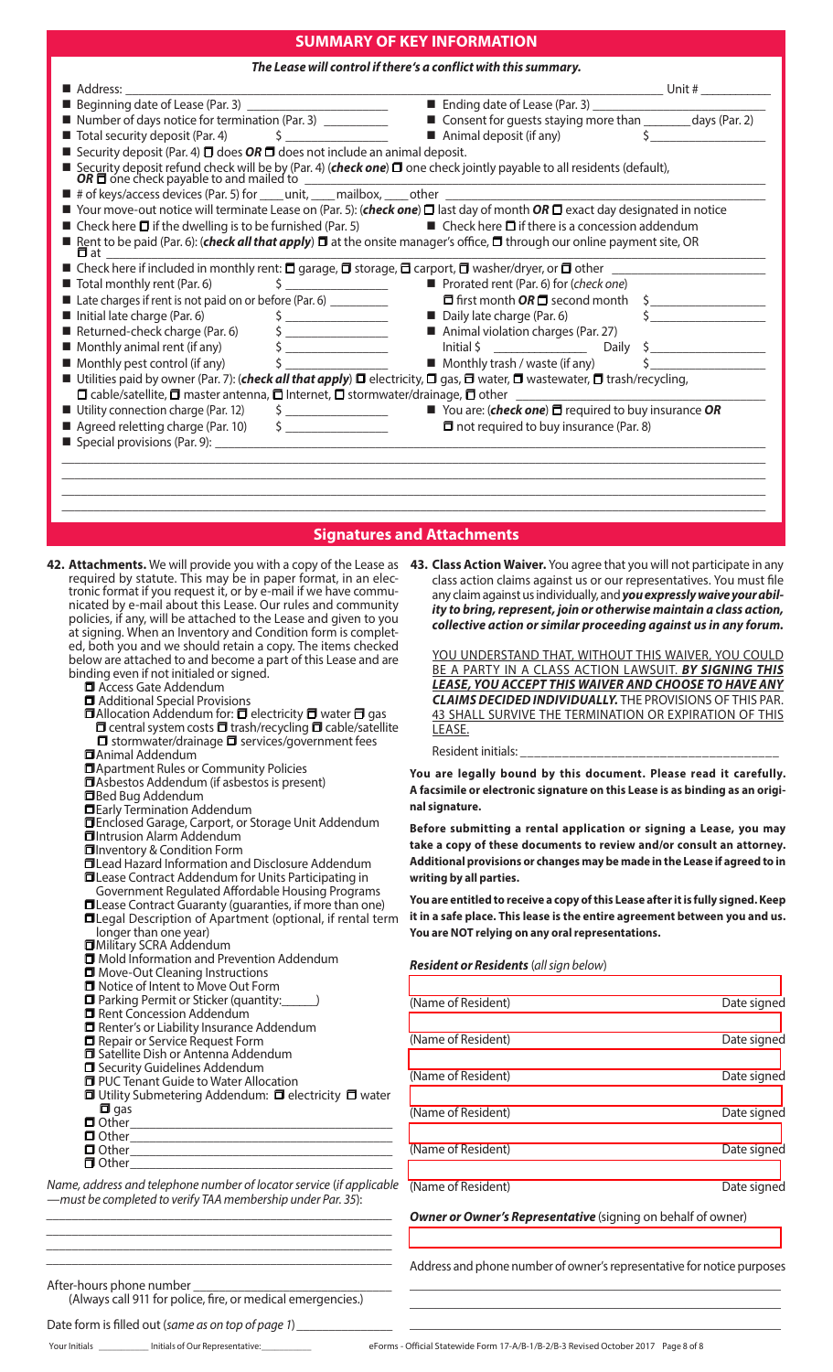## SUMMARY OF KEY INFORMATION

***The Lease will control if there's a conflict with this summary.***

- Address: _______________________________________________ Unit # __________
- Beginning date of Lease (Par. 3) ____________________
- Ending date of Lease (Par. 3) ____________________
- Number of days notice for termination (Par. 3) __________
- Consent for guests staying more than _______ days (Par. 2)
- Total security deposit (Par. 4) $ ______________
- Animal deposit (if any) $ ______________
- Security deposit (Par. 4) ☐ does **OR** ☐ does not include an animal deposit.
- Security deposit refund check will be by (Par. 4) (***check one***) ☐ one check jointly payable to all residents (default), **OR** ☐ one check payable to and mailed to ______________________________
- # of keys/access devices (Par. 5) for ____unit, ____mailbox, ____other ______________________________
- Your move-out notice will terminate Lease on (Par. 5): (***check one***) ☐ last day of month **OR** ☐ exact day designated in notice
- Check here ☐ if the dwelling is to be furnished (Par. 5)
- Check here ☐ if there is a concession addendum
- Rent to be paid (Par. 6): (***check all that apply***) ☐ at the onsite manager's office, ☐ through our online payment site, OR ☐ at ______________________________
- Check here if included in monthly rent: ☐ garage, ☐ storage, ☐ carport, ☐ washer/dryer, or ☐ other ______________
- Total monthly rent (Par. 6) $ ______________
- Prorated rent (Par. 6) for (*check one*) ☐ first month **OR** ☐ second month $ ______________
- Late charges if rent is not paid on or before (Par. 6) __________
- Initial late charge (Par. 6) $ ______________
- Daily late charge (Par. 6) $ ______________
- Returned-check charge (Par. 6) $ ______________
- Animal violation charges (Par. 27) Initial $ ______________ Daily $ ______________
- Monthly animal rent (if any) $ ______________
- Monthly pest control (if any) $ ______________
- Monthly trash / waste (if any) $ ______________
- Utilities paid by owner (Par. 7): (***check all that apply***) ☐ electricity, ☐ gas, ☐ water, ☐ wastewater, ☐ trash/recycling, ☐ cable/satellite, ☐ master antenna, ☐ Internet, ☐ stormwater/drainage, ☐ other ______________
- Utility connection charge (Par. 12) $ ______________
- You are: (***check one***) ☐ required to buy insurance **OR** ☐ not required to buy insurance (Par. 8)
- Agreed reletting charge (Par. 10) $ ______________
- Special provisions (Par. 9): ______________________________

## Signatures and Attachments

**42. Attachments.** We will provide you with a copy of the Lease as required by statute. This may be in paper format, in an electronic format if you request it, or by e-mail if we have communicated by e-mail about this Lease. Our rules and community policies, if any, will be attached to the Lease and given to you at signing. When an Inventory and Condition form is completed, both you and we should retain a copy. The items checked below are attached to and become a part of this Lease and are binding even if not initialed or signed.

- ☐ Access Gate Addendum
- ☐ Additional Special Provisions
- ☐ Allocation Addendum for: ☐ electricity ☐ water ☐ gas ☐ central system costs ☐ trash/recycling ☐ cable/satellite ☐ stormwater/drainage ☐ services/government fees
- ☐ Animal Addendum
- ☐ Apartment Rules or Community Policies
- ☐ Asbestos Addendum (if asbestos is present)
- ☐ Bed Bug Addendum
- ☐ Early Termination Addendum
- ☐ Enclosed Garage, Carport, or Storage Unit Addendum
- ☐ Intrusion Alarm Addendum
- ☐ Inventory & Condition Form
- ☐ Lead Hazard Information and Disclosure Addendum
- ☐ Lease Contract Addendum for Units Participating in Government Regulated Affordable Housing Programs
- ☐ Lease Contract Guaranty (guaranties, if more than one)
- ☐ Legal Description of Apartment (optional, if rental term longer than one year)
- ☐ Military SCRA Addendum
- ☐ Mold Information and Prevention Addendum
- ☐ Move-Out Cleaning Instructions
- ☐ Notice of Intent to Move Out Form
- ☐ Parking Permit or Sticker (quantity:_____)
- ☐ Rent Concession Addendum
- ☐ Renter's or Liability Insurance Addendum
- ☐ Repair or Service Request Form
- ☐ Satellite Dish or Antenna Addendum
- ☐ Security Guidelines Addendum
- ☐ PUC Tenant Guide to Water Allocation
- ☐ Utility Submetering Addendum: ☐ electricity ☐ water ☐ gas
- ☐ Other ______________________________
- ☐ Other ______________________________
- ☐ Other ______________________________
- ☐ Other ______________________________

*Name, address and telephone number of locator service (if applicable —must be completed to verify TAA membership under Par. 35)*:

______________________________

After-hours phone number ______________________________
(Always call 911 for police, fire, or medical emergencies.)

Date form is filled out (*same as on top of page 1*) ______________

**43. Class Action Waiver.** You agree that you will not participate in any class action claims against us or our representatives. You must file any claim against us individually, and ***you expressly waive your ability to bring, represent, join or otherwise maintain a class action, collective action or similar proceeding against us in any forum.***

YOU UNDERSTAND THAT, WITHOUT THIS WAIVER, YOU COULD BE A PARTY IN A CLASS ACTION LAWSUIT. ***BY SIGNING THIS LEASE, YOU ACCEPT THIS WAIVER AND CHOOSE TO HAVE ANY CLAIMS DECIDED INDIVIDUALLY.*** THE PROVISIONS OF THIS PAR. 43 SHALL SURVIVE THE TERMINATION OR EXPIRATION OF THIS LEASE.

Resident initials: ______________________________

**You are legally bound by this document. Please read it carefully. A facsimile or electronic signature on this Lease is as binding as an original signature.**

**Before submitting a rental application or signing a Lease, you may take a copy of these documents to review and/or consult an attorney. Additional provisions or changes may be made in the Lease if agreed to in writing by all parties.**

**You are entitled to receive a copy of this Lease after it is fully signed. Keep it in a safe place. This lease is the entire agreement between you and us. You are NOT relying on any oral representations.**

***Resident or Residents*** (*all sign below*)

| | |
|---|---|
| (Name of Resident) | Date signed |
| (Name of Resident) | Date signed |
| (Name of Resident) | Date signed |
| (Name of Resident) | Date signed |
| (Name of Resident) | Date signed |
| (Name of Resident) | Date signed |

***Owner or Owner's Representative*** (signing on behalf of owner)

______________________________

Address and phone number of owner's representative for notice purposes

______________________________

Your Initials __________ Initials of Our Representative: __________

eForms - Official Statewide Form 17-A/B-1/B-2/B-3 Revised October 2017